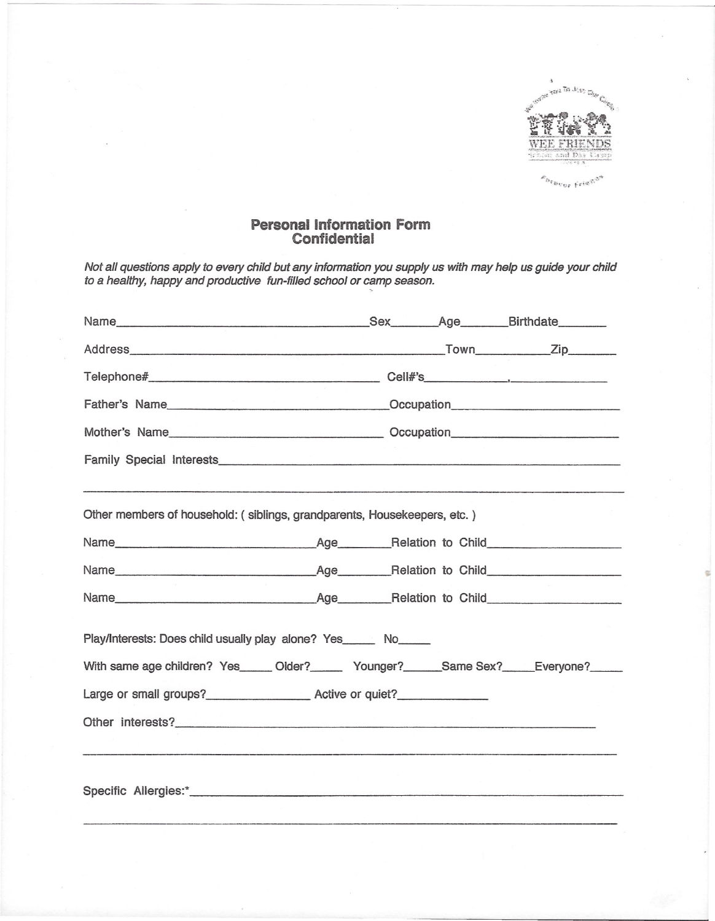WEE FRIENDS

# Personal Information Form
## Confidential

*Not all questions apply to every child but any information you supply us with may help us guide your child to a healthy, happy and productive fun-filled school or camp season.*

Name_______________________________________Sex________Age________Birthdate________

Address_______________________________________________Town___________Zip________

Telephone#___________________________________ Cell#'s_____________,_______________

Father's Name_______________________________Occupation__________________________

Mother's Name_______________________________ Occupation__________________________

Family Special Interests___________________________________________________________

_______________________________________________________________________________

Other members of household: ( siblings, grandparents, Housekeepers, etc. )

Name_______________________________Age________Relation to Child____________________

Name_______________________________Age________Relation to Child____________________

Name_______________________________Age________Relation to Child____________________

Play/Interests: Does child usually play alone? Yes_____ No_____

With same age children? Yes_____ Older?_____ Younger?______Same Sex?_____Everyone?_____

Large or small groups?________________ Active or quiet?______________

Other interests?_______________________________________________________________

_______________________________________________________________________________

Specific Allergies:*_____________________________________________________________

_______________________________________________________________________________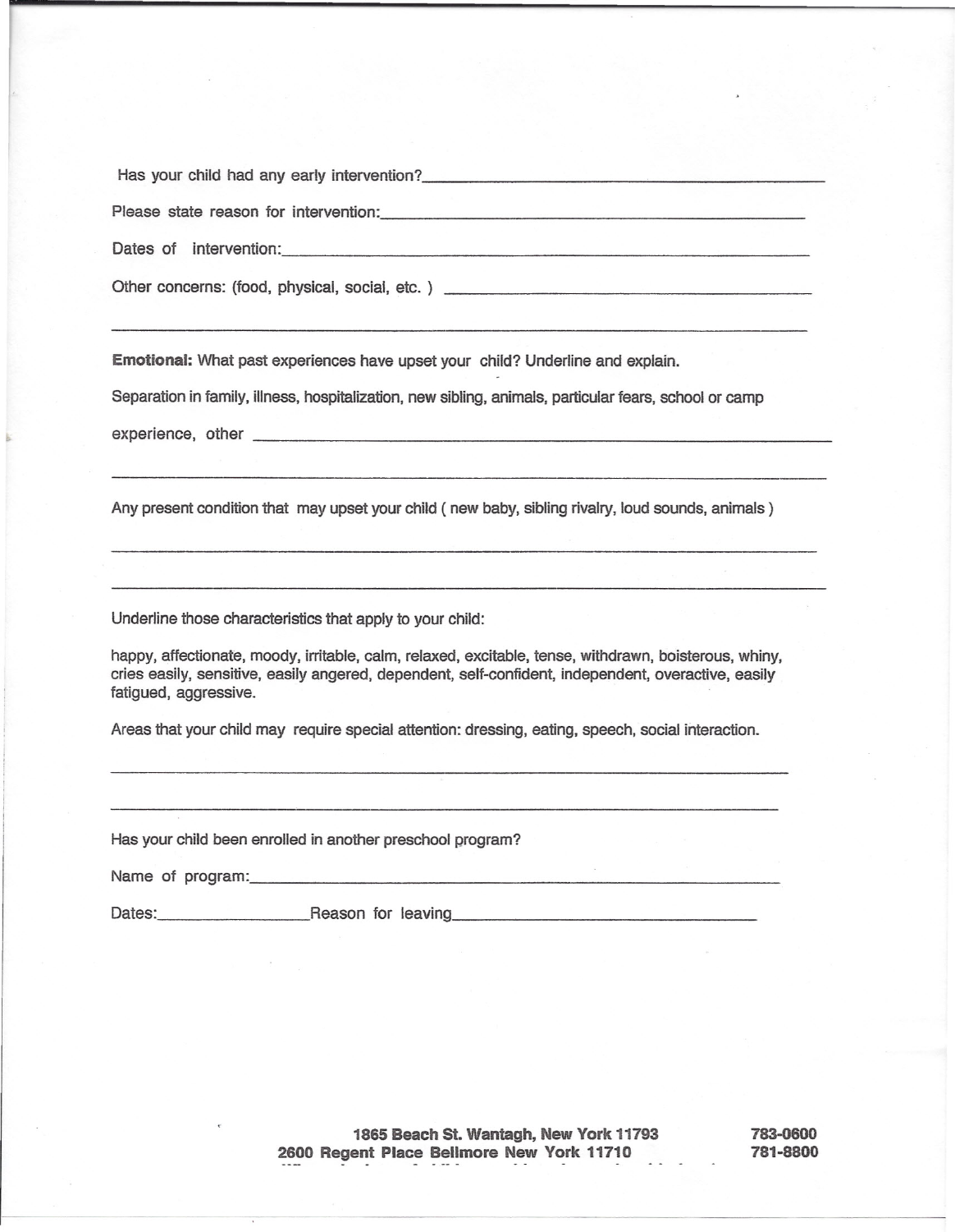Has your child had any early intervention?\_\_\_\_\_\_\_\_\_\_\_\_\_\_\_\_\_\_\_\_\_\_\_\_\_\_\_\_\_\_\_\_\_\_\_\_\_\_\_\_\_\_\_\_

Please state reason for intervention:\_\_\_\_\_\_\_\_\_\_\_\_\_\_\_\_\_\_\_\_\_\_\_\_\_\_\_\_\_\_\_\_\_\_\_\_\_\_\_\_\_\_\_\_

Dates of intervention:\_\_\_\_\_\_\_\_\_\_\_\_\_\_\_\_\_\_\_\_\_\_\_\_\_\_\_\_\_\_\_\_\_\_\_\_\_\_\_\_\_\_\_\_\_\_\_\_\_\_\_\_\_\_

Other concerns: (food, physical, social, etc. ) \_\_\_\_\_\_\_\_\_\_\_\_\_\_\_\_\_\_\_\_\_\_\_\_\_\_\_\_\_\_\_\_\_\_\_\_\_\_\_\_

\_\_\_\_\_\_\_\_\_\_\_\_\_\_\_\_\_\_\_\_\_\_\_\_\_\_\_\_\_\_\_\_\_\_\_\_\_\_\_\_\_\_\_\_\_\_\_\_\_\_\_\_\_\_\_\_\_\_\_\_\_\_\_\_\_\_\_\_\_\_\_\_\_\_\_\_\_\_

**Emotional:** What past experiences have upset your child? Underline and explain.

Separation in family, illness, hospitalization, new sibling, animals, particular fears, school or camp experience, other \_\_\_\_\_\_\_\_\_\_\_\_\_\_\_\_\_\_\_\_\_\_\_\_\_\_\_\_\_\_\_\_\_\_\_\_\_\_\_\_\_\_\_\_\_\_\_\_\_\_\_\_\_\_\_\_\_\_\_\_\_\_\_\_\_

\_\_\_\_\_\_\_\_\_\_\_\_\_\_\_\_\_\_\_\_\_\_\_\_\_\_\_\_\_\_\_\_\_\_\_\_\_\_\_\_\_\_\_\_\_\_\_\_\_\_\_\_\_\_\_\_\_\_\_\_\_\_\_\_\_\_\_\_\_\_\_\_\_\_\_\_\_\_

Any present condition that may upset your child ( new baby, sibling rivalry, loud sounds, animals )

\_\_\_\_\_\_\_\_\_\_\_\_\_\_\_\_\_\_\_\_\_\_\_\_\_\_\_\_\_\_\_\_\_\_\_\_\_\_\_\_\_\_\_\_\_\_\_\_\_\_\_\_\_\_\_\_\_\_\_\_\_\_\_\_\_\_\_\_\_\_\_\_\_\_\_\_\_\_

\_\_\_\_\_\_\_\_\_\_\_\_\_\_\_\_\_\_\_\_\_\_\_\_\_\_\_\_\_\_\_\_\_\_\_\_\_\_\_\_\_\_\_\_\_\_\_\_\_\_\_\_\_\_\_\_\_\_\_\_\_\_\_\_\_\_\_\_\_\_\_\_\_\_\_\_\_\_

Underline those characteristics that apply to your child:

happy, affectionate, moody, irritable, calm, relaxed, excitable, tense, withdrawn, boisterous, whiny, cries easily, sensitive, easily angered, dependent, self-confident, independent, overactive, easily fatigued, aggressive.

Areas that your child may require special attention: dressing, eating, speech, social interaction.

\_\_\_\_\_\_\_\_\_\_\_\_\_\_\_\_\_\_\_\_\_\_\_\_\_\_\_\_\_\_\_\_\_\_\_\_\_\_\_\_\_\_\_\_\_\_\_\_\_\_\_\_\_\_\_\_\_\_\_\_\_\_\_\_\_\_\_\_\_\_\_\_\_\_\_\_\_\_

\_\_\_\_\_\_\_\_\_\_\_\_\_\_\_\_\_\_\_\_\_\_\_\_\_\_\_\_\_\_\_\_\_\_\_\_\_\_\_\_\_\_\_\_\_\_\_\_\_\_\_\_\_\_\_\_\_\_\_\_\_\_\_\_\_\_\_\_\_\_\_\_\_\_\_\_\_\_

Has your child been enrolled in another preschool program?

Name of program:\_\_\_\_\_\_\_\_\_\_\_\_\_\_\_\_\_\_\_\_\_\_\_\_\_\_\_\_\_\_\_\_\_\_\_\_\_\_\_\_\_\_\_\_\_\_\_\_\_\_\_\_\_\_\_\_\_\_\_\_\_\_

Dates:\_\_\_\_\_\_\_\_\_\_\_\_\_\_\_\_Reason for leaving\_\_\_\_\_\_\_\_\_\_\_\_\_\_\_\_\_\_\_\_\_\_\_\_\_\_\_\_\_\_\_\_\_\_\_\_

**1865 Beach St. Wantagh, New York 11793** **783-0600**
**2600 Regent Place Bellmore New York 11710** **781-8800**